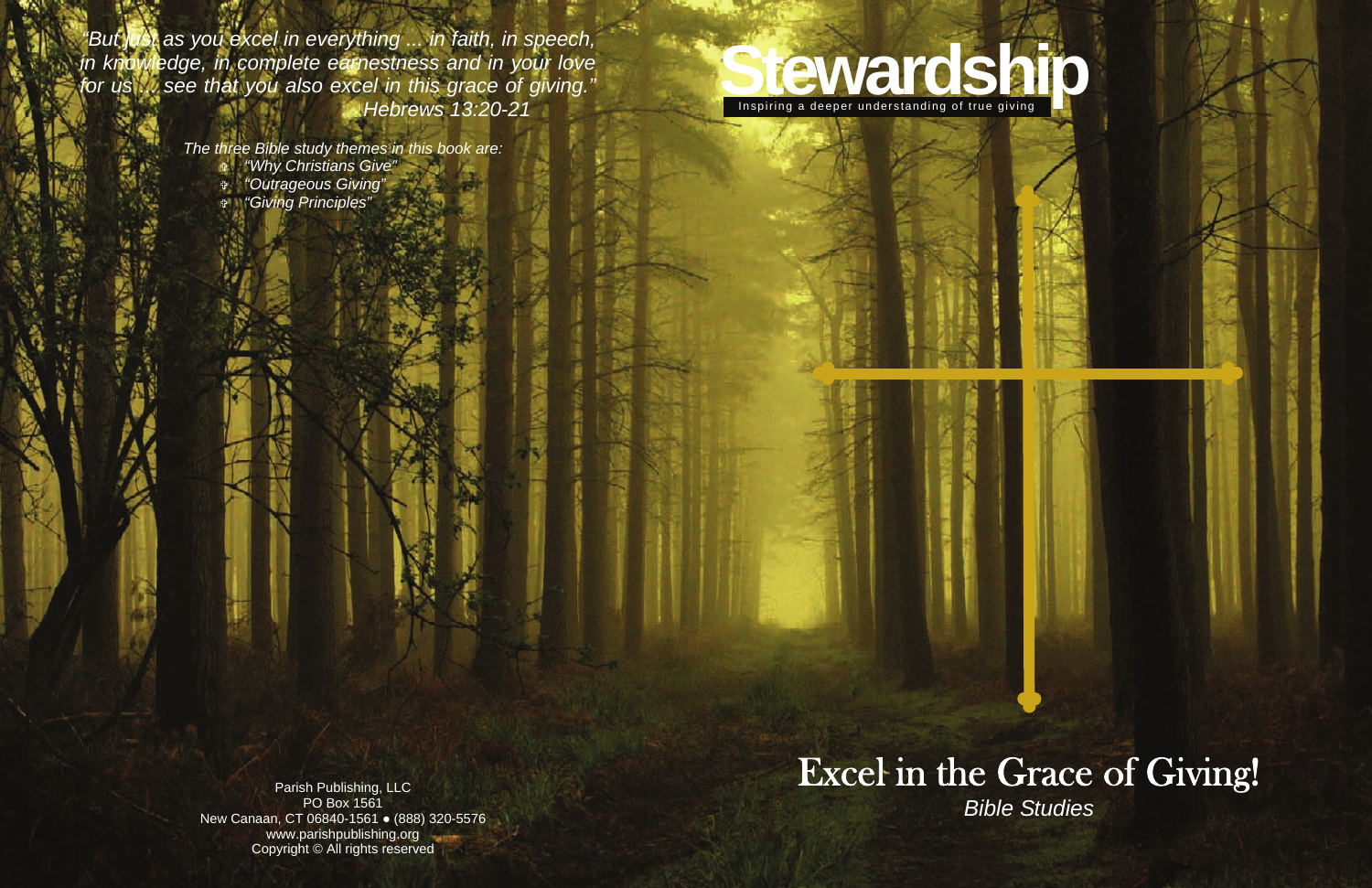*"But just as you excel in everything ... in faith, in speech, in knowledge, in complete earnestness and in your love for us ... see that you also excel in this grace of giving."*
*Hebrews 13:20-21*

*The three Bible study themes in this book are:*

- *"Why Christians Give"*
- *"Outrageous Giving"*
- *"Giving Principles"*

# Stewardship

Inspiring a deeper understanding of true giving

## Excel in the Grace of Giving!

*Bible Studies*

Parish Publishing, LLC
PO Box 1561
New Canaan, CT 06840-1561 ● (888) 320-5576
www.parishpublishing.org
Copyright © All rights reserved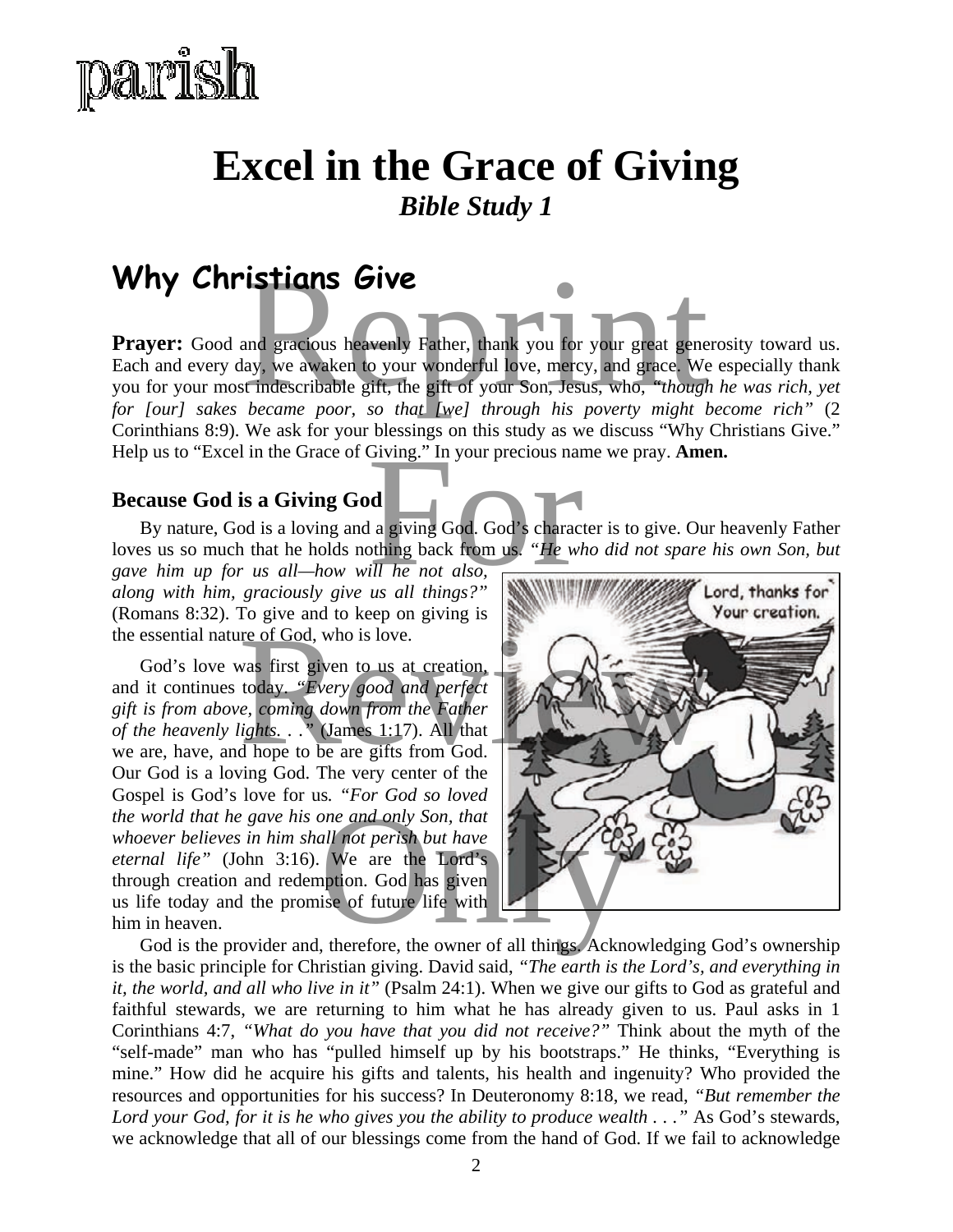# Excel in the Grace of Giving

***Bible Study 1***

## Why Christians Give

**Prayer:** Good and gracious heavenly Father, thank you for your great generosity toward us. Each and every day, we awaken to your wonderful love, mercy, and grace. We especially thank you for your most indescribable gift, the gift of your Son, Jesus, who, *"though he was rich, yet for [our] sakes became poor, so that [we] through his poverty might become rich"* (2 Corinthians 8:9). We ask for your blessings on this study as we discuss "Why Christians Give." Help us to "Excel in the Grace of Giving." In your precious name we pray. **Amen.**

### Because God is a Giving God

By nature, God is a loving and a giving God. God's character is to give. Our heavenly Father loves us so much that he holds nothing back from us. *"He who did not spare his own Son, but gave him up for us all—how will he not also, along with him, graciously give us all things?"* (Romans 8:32). To give and to keep on giving is the essential nature of God, who is love.

God's love was first given to us at creation, and it continues today. *"Every good and perfect gift is from above, coming down from the Father of the heavenly lights. . ."* (James 1:17). All that we are, have, and hope to be are gifts from God. Our God is a loving God. The very center of the Gospel is God's love for us. *"For God so loved the world that he gave his one and only Son, that whoever believes in him shall not perish but have eternal life"* (John 3:16). We are the Lord's through creation and redemption. God has given us life today and the promise of future life with him in heaven.

God is the provider and, therefore, the owner of all things. Acknowledging God's ownership is the basic principle for Christian giving. David said, *"The earth is the Lord's, and everything in it, the world, and all who live in it"* (Psalm 24:1). When we give our gifts to God as grateful and faithful stewards, we are returning to him what he has already given to us. Paul asks in 1 Corinthians 4:7, *"What do you have that you did not receive?"* Think about the myth of the "self-made" man who has "pulled himself up by his bootstraps." He thinks, "Everything is mine." How did he acquire his gifts and talents, his health and ingenuity? Who provided the resources and opportunities for his success? In Deuteronomy 8:18, we read, *"But remember the Lord your God, for it is he who gives you the ability to produce wealth . . ."* As God's stewards, we acknowledge that all of our blessings come from the hand of God. If we fail to acknowledge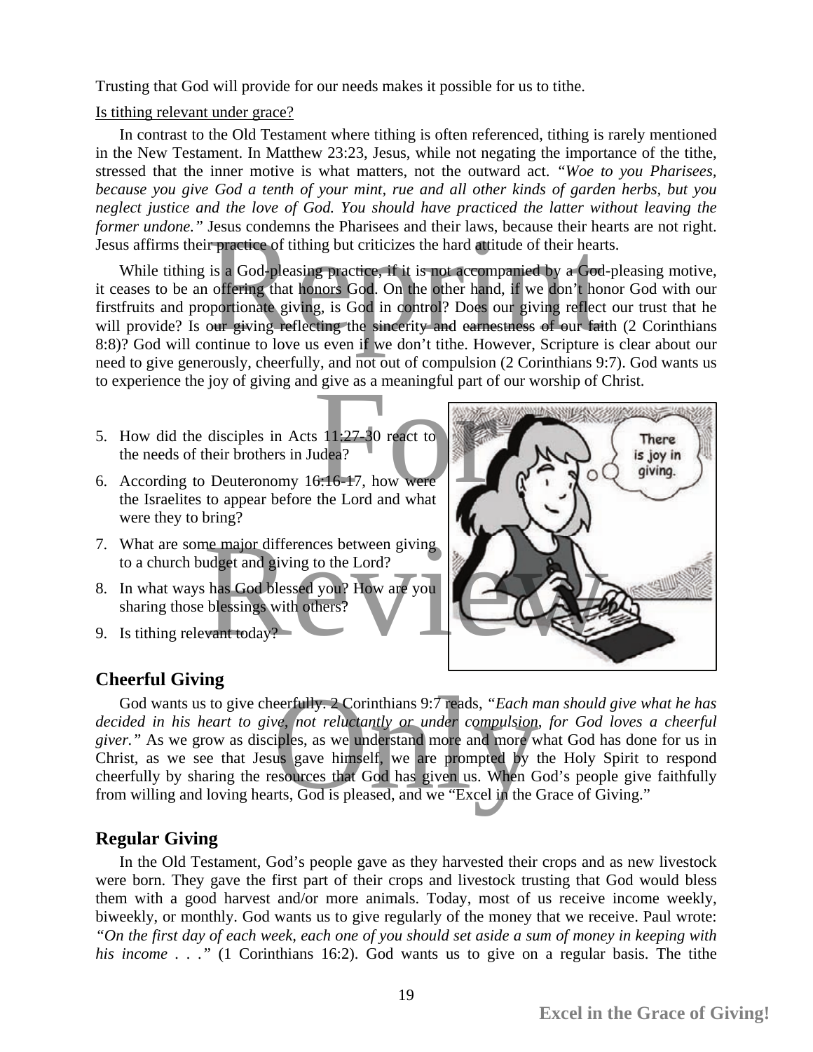Trusting that God will provide for our needs makes it possible for us to tithe.

Is tithing relevant under grace?

In contrast to the Old Testament where tithing is often referenced, tithing is rarely mentioned in the New Testament. In Matthew 23:23, Jesus, while not negating the importance of the tithe, stressed that the inner motive is what matters, not the outward act. *"Woe to you Pharisees, because you give God a tenth of your mint, rue and all other kinds of garden herbs, but you neglect justice and the love of God. You should have practiced the latter without leaving the former undone."* Jesus condemns the Pharisees and their laws, because their hearts are not right. Jesus affirms their practice of tithing but criticizes the hard attitude of their hearts.

While tithing is a God-pleasing practice, if it is not accompanied by a God-pleasing motive, it ceases to be an offering that honors God. On the other hand, if we don't honor God with our firstfruits and proportionate giving, is God in control? Does our giving reflect our trust that he will provide? Is our giving reflecting the sincerity and earnestness of our faith (2 Corinthians 8:8)? God will continue to love us even if we don't tithe. However, Scripture is clear about our need to give generously, cheerfully, and not out of compulsion (2 Corinthians 9:7). God wants us to experience the joy of giving and give as a meaningful part of our worship of Christ.

5. How did the disciples in Acts 11:27-30 react to the needs of their brothers in Judea?
6. According to Deuteronomy 16:16-17, how were the Israelites to appear before the Lord and what were they to bring?
7. What are some major differences between giving to a church budget and giving to the Lord?
8. In what ways has God blessed you? How are you sharing those blessings with others?
9. Is tithing relevant today?

## Cheerful Giving

God wants us to give cheerfully. 2 Corinthians 9:7 reads, *"Each man should give what he has decided in his heart to give, not reluctantly or under compulsion, for God loves a cheerful giver."* As we grow as disciples, as we understand more and more what God has done for us in Christ, as we see that Jesus gave himself, we are prompted by the Holy Spirit to respond cheerfully by sharing the resources that God has given us. When God's people give faithfully from willing and loving hearts, God is pleased, and we "Excel in the Grace of Giving."

## Regular Giving

In the Old Testament, God's people gave as they harvested their crops and as new livestock were born. They gave the first part of their crops and livestock trusting that God would bless them with a good harvest and/or more animals. Today, most of us receive income weekly, biweekly, or monthly. God wants us to give regularly of the money that we receive. Paul wrote: *"On the first day of each week, each one of you should set aside a sum of money in keeping with his income . . ."* (1 Corinthians 16:2). God wants us to give on a regular basis. The tithe